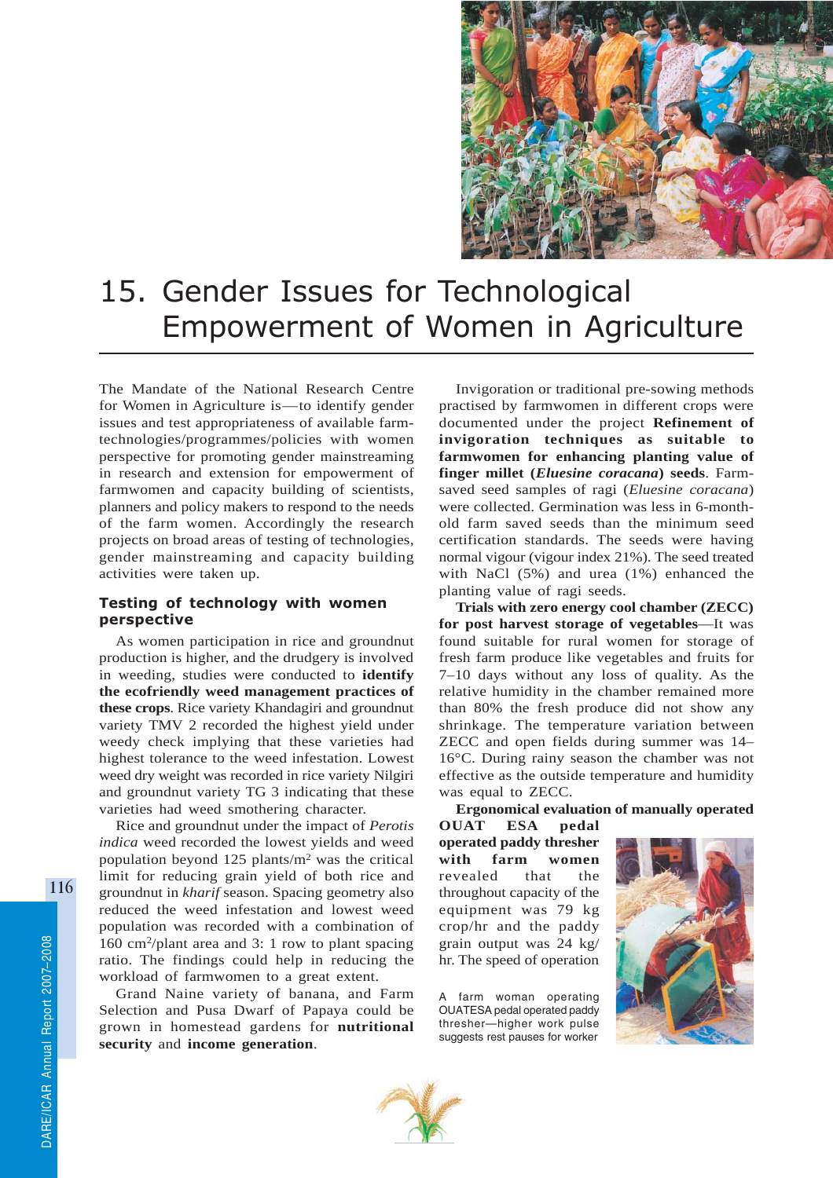# 15. Gender Issues for Technological Empowerment of Women in Agriculture

The Mandate of the National Research Centre for Women in Agriculture is—to identify gender issues and test appropriateness of available farm-technologies/programmes/policies with women perspective for promoting gender mainstreaming in research and extension for empowerment of farmwomen and capacity building of scientists, planners and policy makers to respond to the needs of the farm women. Accordingly the research projects on broad areas of testing of technologies, gender mainstreaming and capacity building activities were taken up.

## Testing of technology with women perspective

As women participation in rice and groundnut production is higher, and the drudgery is involved in weeding, studies were conducted to **identify the ecofriendly weed management practices of these crops**. Rice variety Khandagiri and groundnut variety TMV 2 recorded the highest yield under weedy check implying that these varieties had highest tolerance to the weed infestation. Lowest weed dry weight was recorded in rice variety Nilgiri and groundnut variety TG 3 indicating that these varieties had weed smothering character.

Rice and groundnut under the impact of *Perotis indica* weed recorded the lowest yields and weed population beyond 125 plants/m$^2$ was the critical limit for reducing grain yield of both rice and groundnut in *kharif* season. Spacing geometry also reduced the weed infestation and lowest weed population was recorded with a combination of 160 cm$^2$/plant area and 3: 1 row to plant spacing ratio. The findings could help in reducing the workload of farmwomen to a great extent.

Grand Naine variety of banana, and Farm Selection and Pusa Dwarf of Papaya could be grown in homestead gardens for **nutritional security** and **income generation**.

Invigoration or traditional pre-sowing methods practised by farmwomen in different crops were documented under the project **Refinement of invigoration techniques as suitable to farmwomen for enhancing planting value of finger millet (*Elusine coracana*) seeds**. Farm-saved seed samples of ragi (*Elusine coracana*) were collected. Germination was less in 6-month-old farm saved seeds than the minimum seed certification standards. The seeds were having normal vigour (vigour index 21%). The seed treated with NaCl (5%) and urea (1%) enhanced the planting value of ragi seeds.

**Trials with zero energy cool chamber (ZECC) for post harvest storage of vegetables**—It was found suitable for rural women for storage of fresh farm produce like vegetables and fruits for 7–10 days without any loss of quality. As the relative humidity in the chamber remained more than 80% the fresh produce did not show any shrinkage. The temperature variation between ZECC and open fields during summer was 14–16°C. During rainy season the chamber was not effective as the outside temperature and humidity was equal to ZECC.

**Ergonomical evaluation of manually operated OUAT ESA pedal operated paddy thresher with farm women** revealed that the throughout capacity of the equipment was 79 kg crop/hr and the paddy grain output was 24 kg/hr. The speed of operation

A farm woman operating OUATESA pedal operated paddy thresher—higher work pulse suggests rest pauses for worker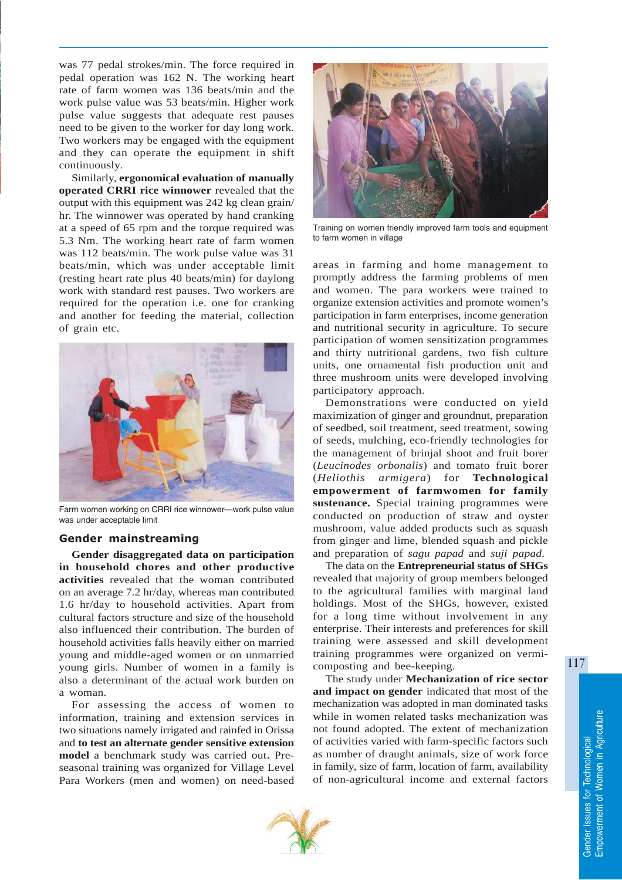was 77 pedal strokes/min. The force required in pedal operation was 162 N. The working heart rate of farm women was 136 beats/min and the work pulse value was 53 beats/min. Higher work pulse value suggests that adequate rest pauses need to be given to the worker for day long work. Two workers may be engaged with the equipment and they can operate the equipment in shift continuously.

Similarly, **ergonomical evaluation of manually operated CRRI rice winnower** revealed that the output with this equipment was 242 kg clean grain/hr. The winnower was operated by hand cranking at a speed of 65 rpm and the torque required was 5.3 Nm. The working heart rate of farm women was 112 beats/min. The work pulse value was 31 beats/min, which was under acceptable limit (resting heart rate plus 40 beats/min) for daylong work with standard rest pauses. Two workers are required for the operation i.e. one for cranking and another for feeding the material, collection of grain etc.

Farm women working on CRRI rice winnower—work pulse value was under acceptable limit

## Gender mainstreaming

**Gender disaggregated data on participation in household chores and other productive activities** revealed that the woman contributed on an average 7.2 hr/day, whereas man contributed 1.6 hr/day to household activities. Apart from cultural factors structure and size of the household also influenced their contribution. The burden of household activities falls heavily either on married young and middle-aged women or on unmarried young girls. Number of women in a family is also a determinant of the actual work burden on a woman.

For assessing the access of women to information, training and extension services in two situations namely irrigated and rainfed in Orissa and **to test an alternate gender sensitive extension model** a benchmark study was carried out**.** Pre-seasonal training was organized for Village Level Para Workers (men and women) on need-based areas in farming and home management to promptly address the farming problems of men and women. The para workers were trained to organize extension activities and promote women's participation in farm enterprises, income generation and nutritional security in agriculture. To secure participation of women sensitization programmes and thirty nutritional gardens, two fish culture units, one ornamental fish production unit and three mushroom units were developed involving participatory approach.

Training on women friendly improved farm tools and equipment to farm women in village

Demonstrations were conducted on yield maximization of ginger and groundnut, preparation of seedbed, soil treatment, seed treatment, sowing of seeds, mulching, eco-friendly technologies for the management of brinjal shoot and fruit borer (*Leucinodes orbonalis*) and tomato fruit borer (*Heliothis armigera*) for **Technological empowerment of farmwomen for family sustenance.** Special training programmes were conducted on production of straw and oyster mushroom, value added products such as squash from ginger and lime, blended squash and pickle and preparation of *sagu papad* and *suji papad.*

The data on the **Entrepreneurial status of SHGs** revealed that majority of group members belonged to the agricultural families with marginal land holdings. Most of the SHGs, however, existed for a long time without involvement in any enterprise. Their interests and preferences for skill training were assessed and skill development training programmes were organized on vermi-composting and bee-keeping.

The study under **Mechanization of rice sector and impact on gender** indicated that most of the mechanization was adopted in man dominated tasks while in women related tasks mechanization was not found adopted. The extent of mechanization of activities varied with farm-specific factors such as number of draught animals, size of work force in family, size of farm, location of farm, availability of non-agricultural income and external factors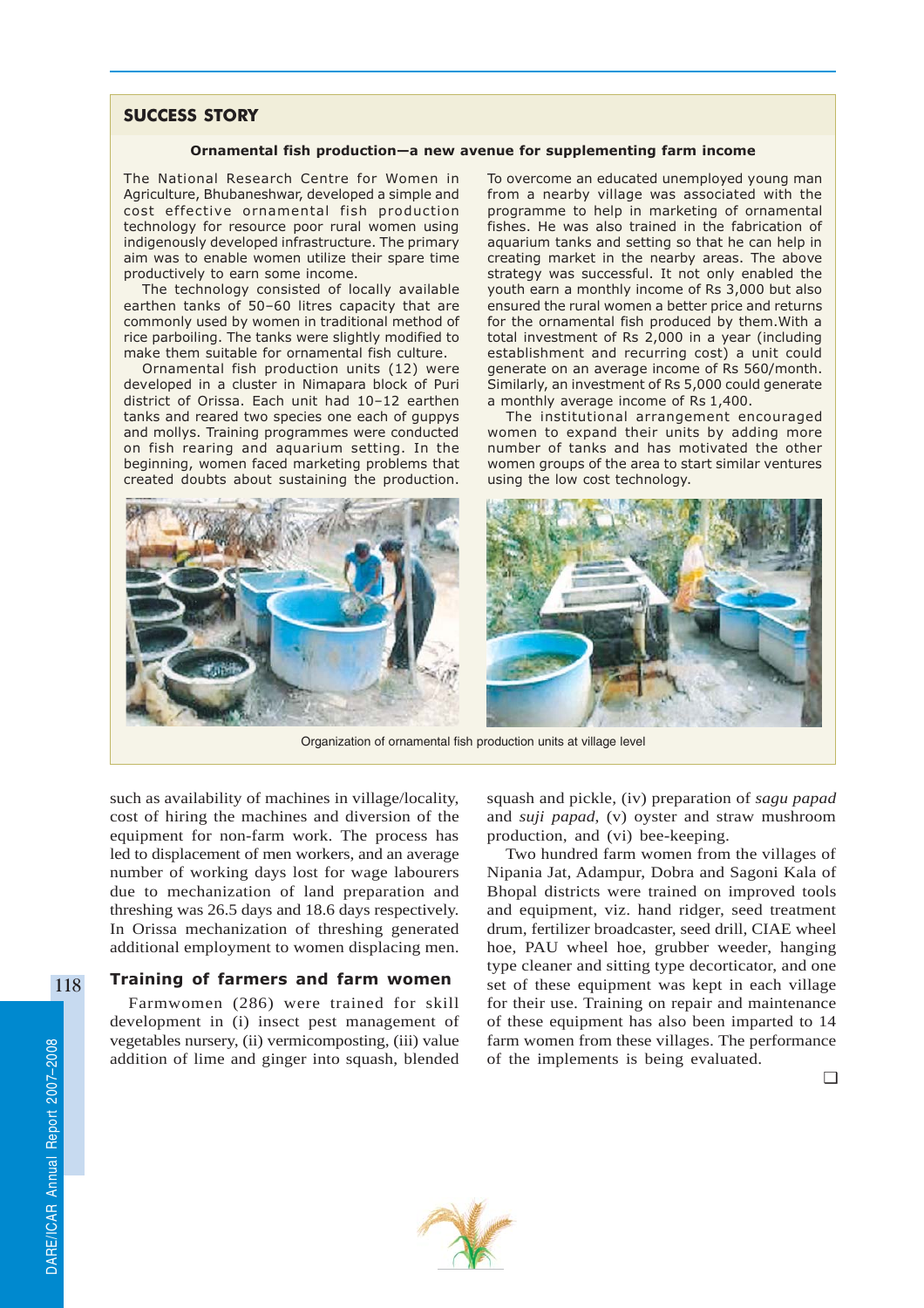## SUCCESS STORY

**Ornamental fish production—a new avenue for supplementing farm income**

The National Research Centre for Women in Agriculture, Bhubaneshwar, developed a simple and cost effective ornamental fish production technology for resource poor rural women using indigenously developed infrastructure. The primary aim was to enable women utilize their spare time productively to earn some income.

The technology consisted of locally available earthen tanks of 50–60 litres capacity that are commonly used by women in traditional method of rice parboiling. The tanks were slightly modified to make them suitable for ornamental fish culture.

Ornamental fish production units (12) were developed in a cluster in Nimapara block of Puri district of Orissa. Each unit had 10–12 earthen tanks and reared two species one each of guppys and mollys. Training programmes were conducted on fish rearing and aquarium setting. In the beginning, women faced marketing problems that created doubts about sustaining the production.

To overcome an educated unemployed young man from a nearby village was associated with the programme to help in marketing of ornamental fishes. He was also trained in the fabrication of aquarium tanks and setting so that he can help in creating market in the nearby areas. The above strategy was successful. It not only enabled the youth earn a monthly income of Rs 3,000 but also ensured the rural women a better price and returns for the ornamental fish produced by them.With a total investment of Rs 2,000 in a year (including establishment and recurring cost) a unit could generate on an average income of Rs 560/month. Similarly, an investment of Rs 5,000 could generate a monthly average income of Rs 1,400.

The institutional arrangement encouraged women to expand their units by adding more number of tanks and has motivated the other women groups of the area to start similar ventures using the low cost technology.

Organization of ornamental fish production units at village level

such as availability of machines in village/locality, cost of hiring the machines and diversion of the equipment for non-farm work. The process has led to displacement of men workers, and an average number of working days lost for wage labourers due to mechanization of land preparation and threshing was 26.5 days and 18.6 days respectively. In Orissa mechanization of threshing generated additional employment to women displacing men.

### Training of farmers and farm women

Farmwomen (286) were trained for skill development in (i) insect pest management of vegetables nursery, (ii) vermicomposting, (iii) value addition of lime and ginger into squash, blended squash and pickle, (iv) preparation of *sagu papad* and *suji papad*, (v) oyster and straw mushroom production, and (vi) bee-keeping.

Two hundred farm women from the villages of Nipania Jat, Adampur, Dobra and Sagoni Kala of Bhopal districts were trained on improved tools and equipment, viz. hand ridger, seed treatment drum, fertilizer broadcaster, seed drill, CIAE wheel hoe, PAU wheel hoe, grubber weeder, hanging type cleaner and sitting type decorticator, and one set of these equipment was kept in each village for their use. Training on repair and maintenance of these equipment has also been imparted to 14 farm women from these villages. The performance of the implements is being evaluated.